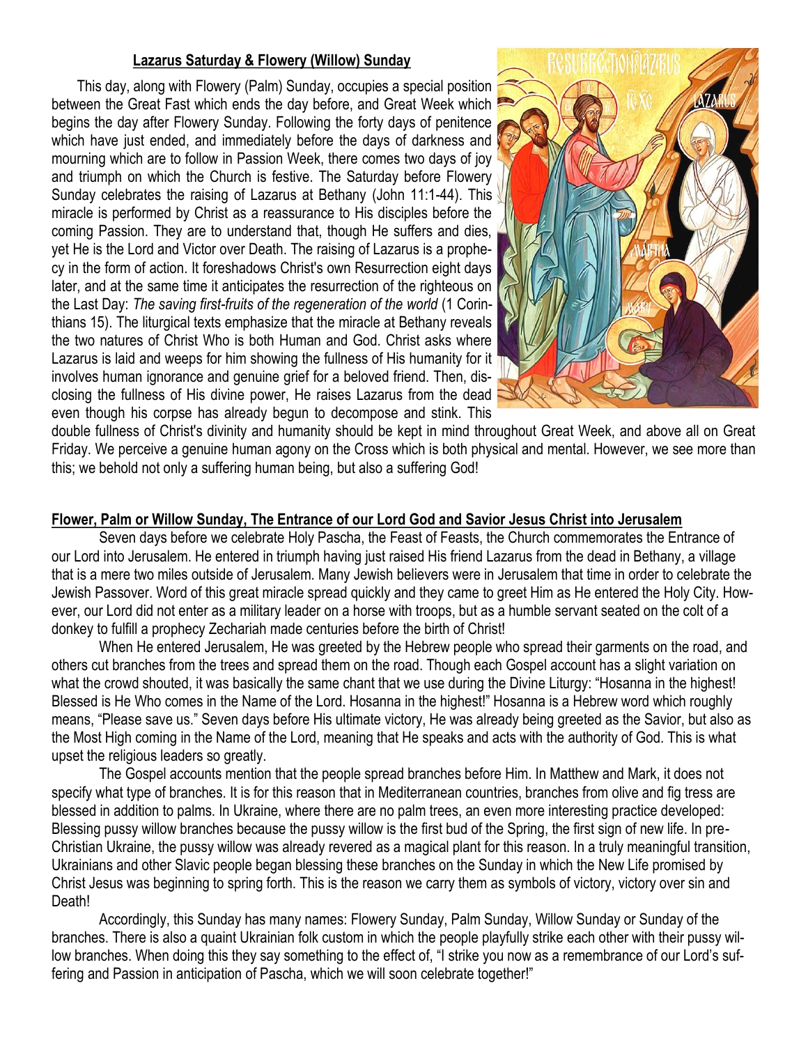## Lazarus Saturday & Flowery (Willow) Sunday

This day, along with Flowery (Palm) Sunday, occupies a special position between the Great Fast which ends the day before, and Great Week which begins the day after Flowery Sunday. Following the forty days of penitence which have just ended, and immediately before the days of darkness and mourning which are to follow in Passion Week, there comes two days of joy and triumph on which the Church is festive. The Saturday before Flowery Sunday celebrates the raising of Lazarus at Bethany (John 11:1-44). This miracle is performed by Christ as a reassurance to His disciples before the coming Passion. They are to understand that, though He suffers and dies, yet He is the Lord and Victor over Death. The raising of Lazarus is a prophecy in the form of action. It foreshadows Christ's own Resurrection eight days later, and at the same time it anticipates the resurrection of the righteous on the Last Day: *The saving first-fruits of the regeneration of the world* (1 Corinthians 15). The liturgical texts emphasize that the miracle at Bethany reveals the two natures of Christ Who is both Human and God. Christ asks where Lazarus is laid and weeps for him showing the fullness of His humanity for it involves human ignorance and genuine grief for a beloved friend. Then, disclosing the fullness of His divine power, He raises Lazarus from the dead even though his corpse has already begun to decompose and stink. This double fullness of Christ's divinity and humanity should be kept in mind throughout Great Week, and above all on Great Friday. We perceive a genuine human agony on the Cross which is both physical and mental. However, we see more than this; we behold not only a suffering human being, but also a suffering God!

## Flower, Palm or Willow Sunday, The Entrance of our Lord God and Savior Jesus Christ into Jerusalem

Seven days before we celebrate Holy Pascha, the Feast of Feasts, the Church commemorates the Entrance of our Lord into Jerusalem. He entered in triumph having just raised His friend Lazarus from the dead in Bethany, a village that is a mere two miles outside of Jerusalem. Many Jewish believers were in Jerusalem that time in order to celebrate the Jewish Passover. Word of this great miracle spread quickly and they came to greet Him as He entered the Holy City. However, our Lord did not enter as a military leader on a horse with troops, but as a humble servant seated on the colt of a donkey to fulfill a prophecy Zechariah made centuries before the birth of Christ!

When He entered Jerusalem, He was greeted by the Hebrew people who spread their garments on the road, and others cut branches from the trees and spread them on the road. Though each Gospel account has a slight variation on what the crowd shouted, it was basically the same chant that we use during the Divine Liturgy: "Hosanna in the highest! Blessed is He Who comes in the Name of the Lord. Hosanna in the highest!" Hosanna is a Hebrew word which roughly means, "Please save us." Seven days before His ultimate victory, He was already being greeted as the Savior, but also as the Most High coming in the Name of the Lord, meaning that He speaks and acts with the authority of God. This is what upset the religious leaders so greatly.

The Gospel accounts mention that the people spread branches before Him. In Matthew and Mark, it does not specify what type of branches. It is for this reason that in Mediterranean countries, branches from olive and fig tress are blessed in addition to palms. In Ukraine, where there are no palm trees, an even more interesting practice developed: Blessing pussy willow branches because the pussy willow is the first bud of the Spring, the first sign of new life. In pre-Christian Ukraine, the pussy willow was already revered as a magical plant for this reason. In a truly meaningful transition, Ukrainians and other Slavic people began blessing these branches on the Sunday in which the New Life promised by Christ Jesus was beginning to spring forth. This is the reason we carry them as symbols of victory, victory over sin and Death!

Accordingly, this Sunday has many names: Flowery Sunday, Palm Sunday, Willow Sunday or Sunday of the branches. There is also a quaint Ukrainian folk custom in which the people playfully strike each other with their pussy willow branches. When doing this they say something to the effect of, "I strike you now as a remembrance of our Lord's suffering and Passion in anticipation of Pascha, which we will soon celebrate together!"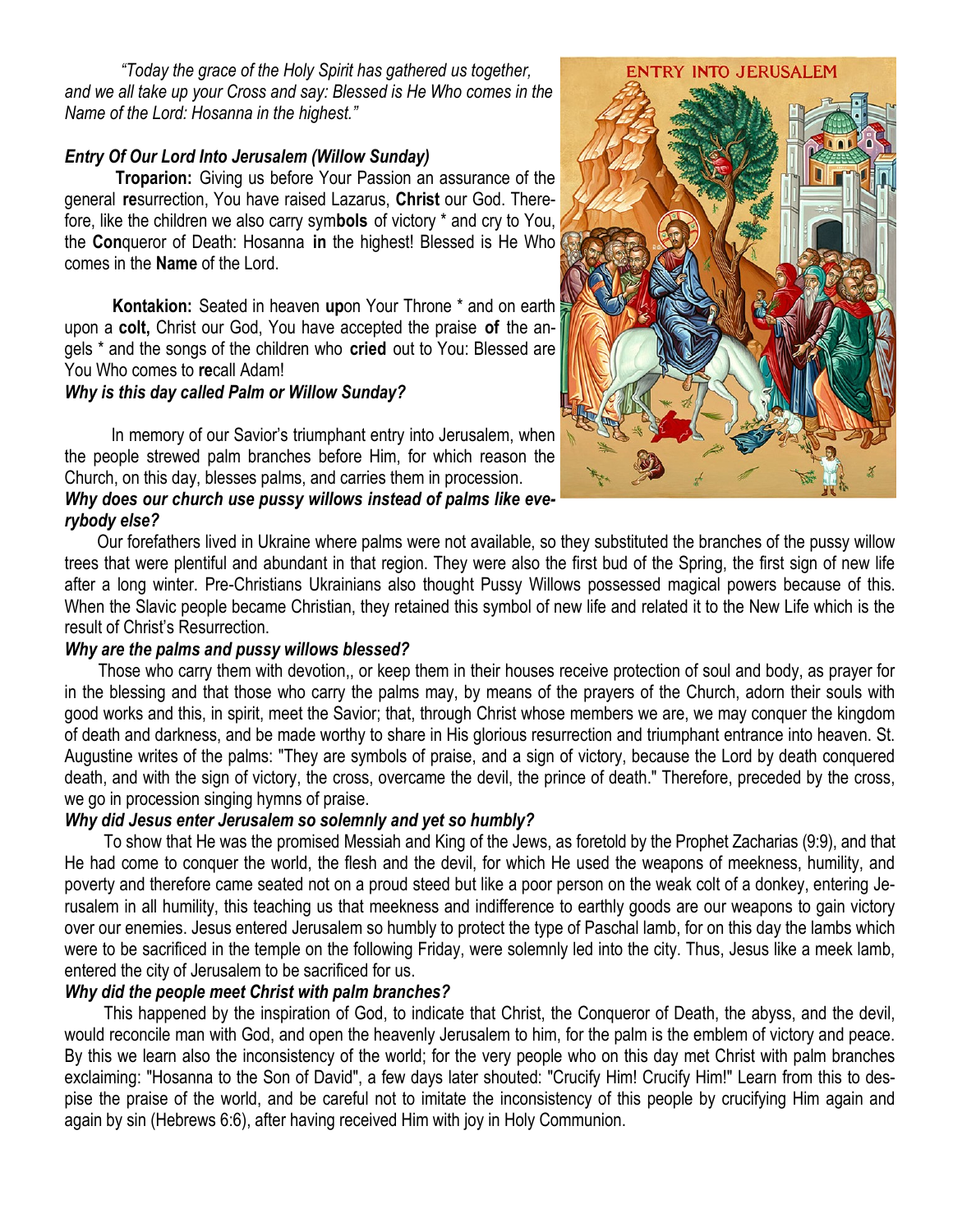*"Today the grace of the Holy Spirit has gathered us together, and we all take up your Cross and say: Blessed is He Who comes in the Name of the Lord: Hosanna in the highest."*

***Entry Of Our Lord Into Jerusalem (Willow Sunday)***

**Troparion:** Giving us before Your Passion an assurance of the general **re**surrection, You have raised Lazarus, **Christ** our God. Therefore, like the children we also carry sym**bols** of victory * and cry to You, the **Con**queror of Death: Hosanna **in** the highest! Blessed is He Who comes in the **Name** of the Lord.

**Kontakion:** Seated in heaven **up**on Your Throne * and on earth upon a **colt,** Christ our God, You have accepted the praise **of** the angels * and the songs of the children who **cried** out to You: Blessed are You Who comes to **re**call Adam!

***Why is this day called Palm or Willow Sunday?***

In memory of our Savior's triumphant entry into Jerusalem, when the people strewed palm branches before Him, for which reason the Church, on this day, blesses palms, and carries them in procession.

***Why does our church use pussy willows instead of palms like everybody else?***

Our forefathers lived in Ukraine where palms were not available, so they substituted the branches of the pussy willow trees that were plentiful and abundant in that region. They were also the first bud of the Spring, the first sign of new life after a long winter. Pre-Christians Ukrainians also thought Pussy Willows possessed magical powers because of this. When the Slavic people became Christian, they retained this symbol of new life and related it to the New Life which is the result of Christ's Resurrection.

***Why are the palms and pussy willows blessed?***

Those who carry them with devotion,, or keep them in their houses receive protection of soul and body, as prayer for in the blessing and that those who carry the palms may, by means of the prayers of the Church, adorn their souls with good works and this, in spirit, meet the Savior; that, through Christ whose members we are, we may conquer the kingdom of death and darkness, and be made worthy to share in His glorious resurrection and triumphant entrance into heaven. St. Augustine writes of the palms: "They are symbols of praise, and a sign of victory, because the Lord by death conquered death, and with the sign of victory, the cross, overcame the devil, the prince of death." Therefore, preceded by the cross, we go in procession singing hymns of praise.

***Why did Jesus enter Jerusalem so solemnly and yet so humbly?***

To show that He was the promised Messiah and King of the Jews, as foretold by the Prophet Zacharias (9:9), and that He had come to conquer the world, the flesh and the devil, for which He used the weapons of meekness, humility, and poverty and therefore came seated not on a proud steed but like a poor person on the weak colt of a donkey, entering Jerusalem in all humility, this teaching us that meekness and indifference to earthly goods are our weapons to gain victory over our enemies. Jesus entered Jerusalem so humbly to protect the type of Paschal lamb, for on this day the lambs which were to be sacrificed in the temple on the following Friday, were solemnly led into the city. Thus, Jesus like a meek lamb, entered the city of Jerusalem to be sacrificed for us.

***Why did the people meet Christ with palm branches?***

This happened by the inspiration of God, to indicate that Christ, the Conqueror of Death, the abyss, and the devil, would reconcile man with God, and open the heavenly Jerusalem to him, for the palm is the emblem of victory and peace. By this we learn also the inconsistency of the world; for the very people who on this day met Christ with palm branches exclaiming: "Hosanna to the Son of David", a few days later shouted: "Crucify Him! Crucify Him!" Learn from this to despise the praise of the world, and be careful not to imitate the inconsistency of this people by crucifying Him again and again by sin (Hebrews 6:6), after having received Him with joy in Holy Communion.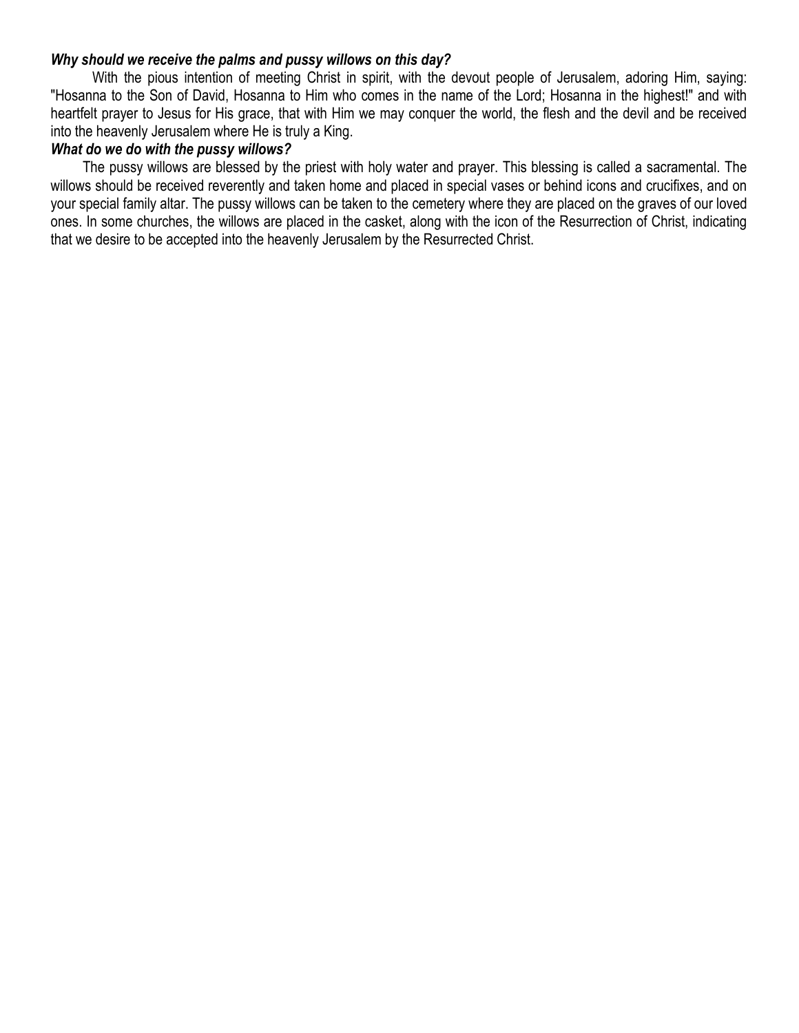***Why should we receive the palms and pussy willows on this day?***

With the pious intention of meeting Christ in spirit, with the devout people of Jerusalem, adoring Him, saying: "Hosanna to the Son of David, Hosanna to Him who comes in the name of the Lord; Hosanna in the highest!" and with heartfelt prayer to Jesus for His grace, that with Him we may conquer the world, the flesh and the devil and be received into the heavenly Jerusalem where He is truly a King.

***What do we do with the pussy willows?***

The pussy willows are blessed by the priest with holy water and prayer. This blessing is called a sacramental. The willows should be received reverently and taken home and placed in special vases or behind icons and crucifixes, and on your special family altar. The pussy willows can be taken to the cemetery where they are placed on the graves of our loved ones. In some churches, the willows are placed in the casket, along with the icon of the Resurrection of Christ, indicating that we desire to be accepted into the heavenly Jerusalem by the Resurrected Christ.